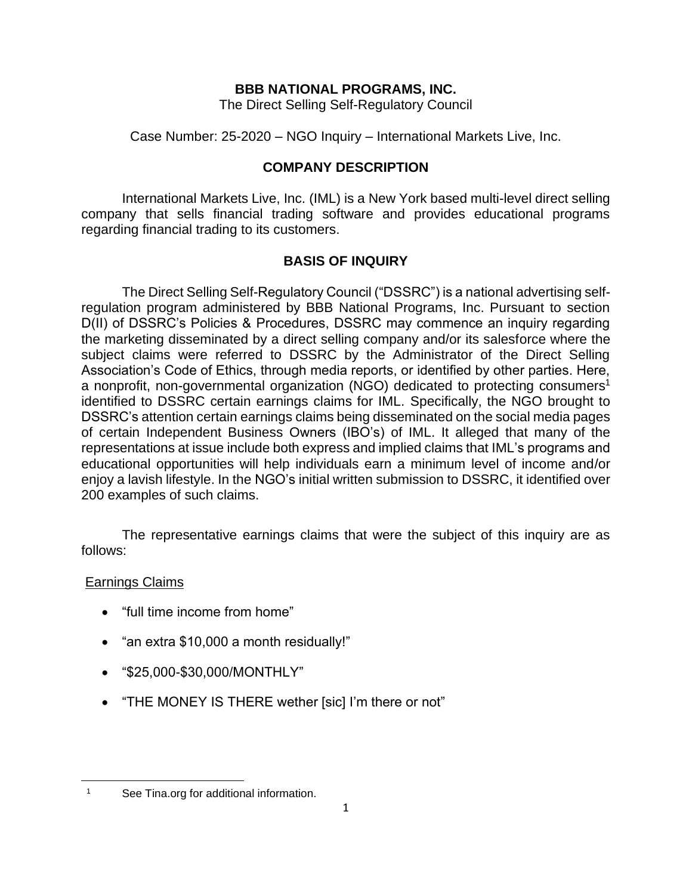# BBB NATIONAL PROGRAMS, INC.

The Direct Selling Self-Regulatory Council

Case Number: 25-2020 – NGO Inquiry – International Markets Live, Inc.

## COMPANY DESCRIPTION

International Markets Live, Inc. (IML) is a New York based multi-level direct selling company that sells financial trading software and provides educational programs regarding financial trading to its customers.

## BASIS OF INQUIRY

The Direct Selling Self-Regulatory Council ("DSSRC") is a national advertising self-regulation program administered by BBB National Programs, Inc. Pursuant to section D(II) of DSSRC's Policies & Procedures, DSSRC may commence an inquiry regarding the marketing disseminated by a direct selling company and/or its salesforce where the subject claims were referred to DSSRC by the Administrator of the Direct Selling Association's Code of Ethics, through media reports, or identified by other parties. Here, a nonprofit, non-governmental organization (NGO) dedicated to protecting consumers[1] identified to DSSRC certain earnings claims for IML. Specifically, the NGO brought to DSSRC's attention certain earnings claims being disseminated on the social media pages of certain Independent Business Owners (IBO's) of IML. It alleged that many of the representations at issue include both express and implied claims that IML's programs and educational opportunities will help individuals earn a minimum level of income and/or enjoy a lavish lifestyle. In the NGO's initial written submission to DSSRC, it identified over 200 examples of such claims.

The representative earnings claims that were the subject of this inquiry are as follows:

<u>Earnings Claims</u>

- "full time income from home"
- "an extra $10,000 a month residually!"
- "$25,000-$30,000/MONTHLY"
- "THE MONEY IS THERE wether [sic] I'm there or not"

---

[1] See Tina.org for additional information.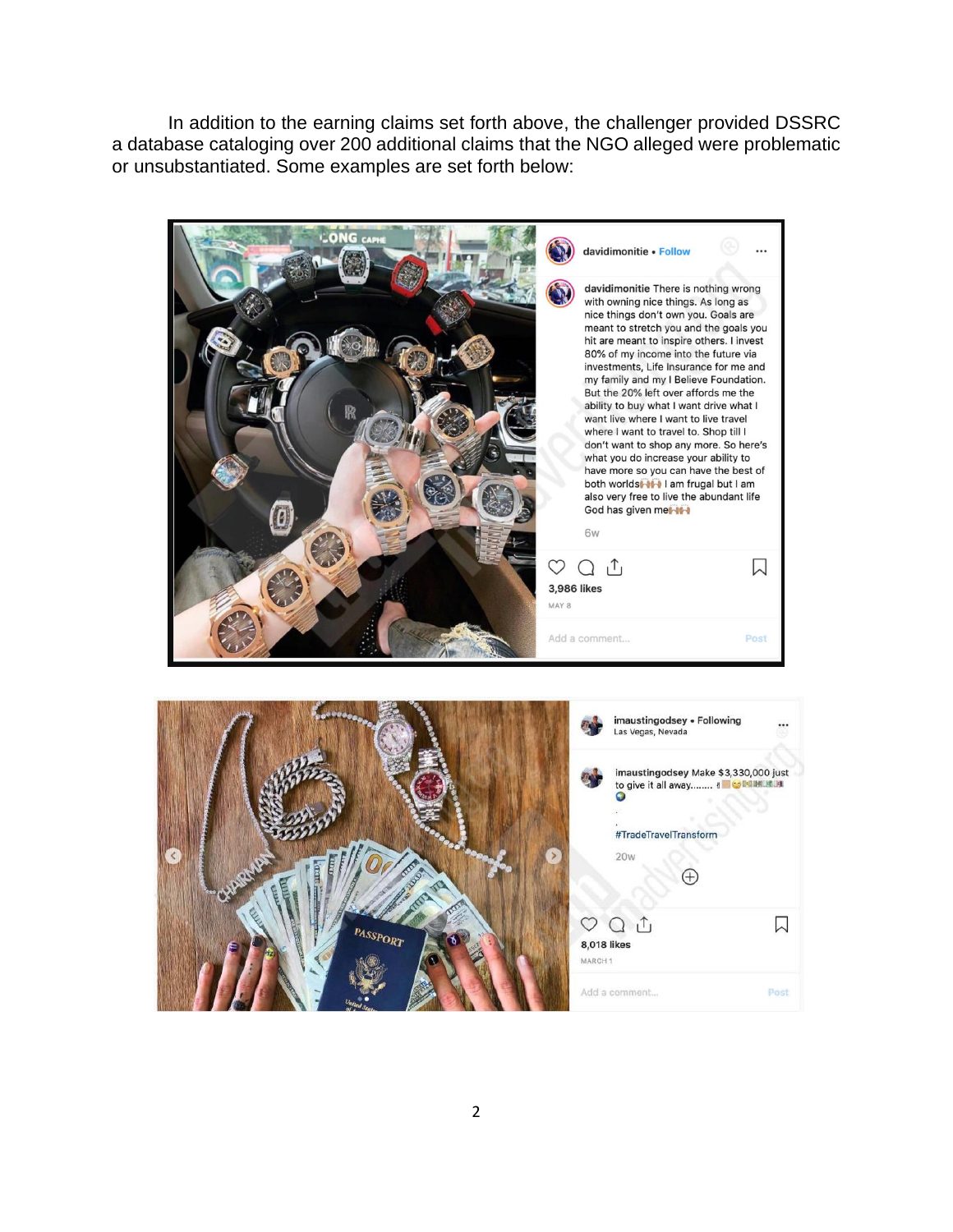In addition to the earning claims set forth above, the challenger provided DSSRC a database cataloging over 200 additional claims that the NGO alleged were problematic or unsubstantiated. Some examples are set forth below:

davidimonitie • Follow

davidimonitie There is nothing wrong with owning nice things. As long as nice things don't own you. Goals are meant to stretch you and the goals you hit are meant to inspire others. I invest 80% of my income into the future via investments, Life Insurance for me and my family and my I Believe Foundation. But the 20% left over affords me the ability to buy what I want drive what I want live where I want to live travel where I want to travel to. Shop till I don't want to shop any more. So here's what you do increase your ability to have more so you can have the best of both worlds I am frugal but I am also very free to live the abundant life God has given me

6w

3,986 likes

MAY 8

imaustingodsey • Following
Las Vegas, Nevada

imaustingodsey Make $3,330,000 just to give it all away........

#TradeTravelTransform

20w

8,018 likes

MARCH 1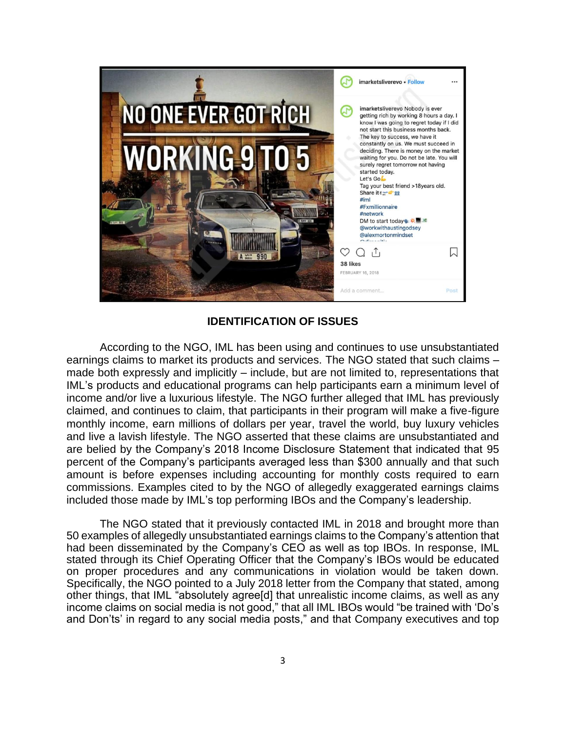## IDENTIFICATION OF ISSUES

According to the NGO, IML has been using and continues to use unsubstantiated earnings claims to market its products and services. The NGO stated that such claims – made both expressly and implicitly – include, but are not limited to, representations that IML's products and educational programs can help participants earn a minimum level of income and/or live a luxurious lifestyle. The NGO further alleged that IML has previously claimed, and continues to claim, that participants in their program will make a five-figure monthly income, earn millions of dollars per year, travel the world, buy luxury vehicles and live a lavish lifestyle. The NGO asserted that these claims are unsubstantiated and are belied by the Company's 2018 Income Disclosure Statement that indicated that 95 percent of the Company's participants averaged less than $300 annually and that such amount is before expenses including accounting for monthly costs required to earn commissions. Examples cited to by the NGO of allegedly exaggerated earnings claims included those made by IML's top performing IBOs and the Company's leadership.

The NGO stated that it previously contacted IML in 2018 and brought more than 50 examples of allegedly unsubstantiated earnings claims to the Company's attention that had been disseminated by the Company's CEO as well as top IBOs. In response, IML stated through its Chief Operating Officer that the Company's IBOs would be educated on proper procedures and any communications in violation would be taken down. Specifically, the NGO pointed to a July 2018 letter from the Company that stated, among other things, that IML "absolutely agree[d] that unrealistic income claims, as well as any income claims on social media is not good," that all IML IBOs would "be trained with 'Do's and Don'ts' in regard to any social media posts," and that Company executives and top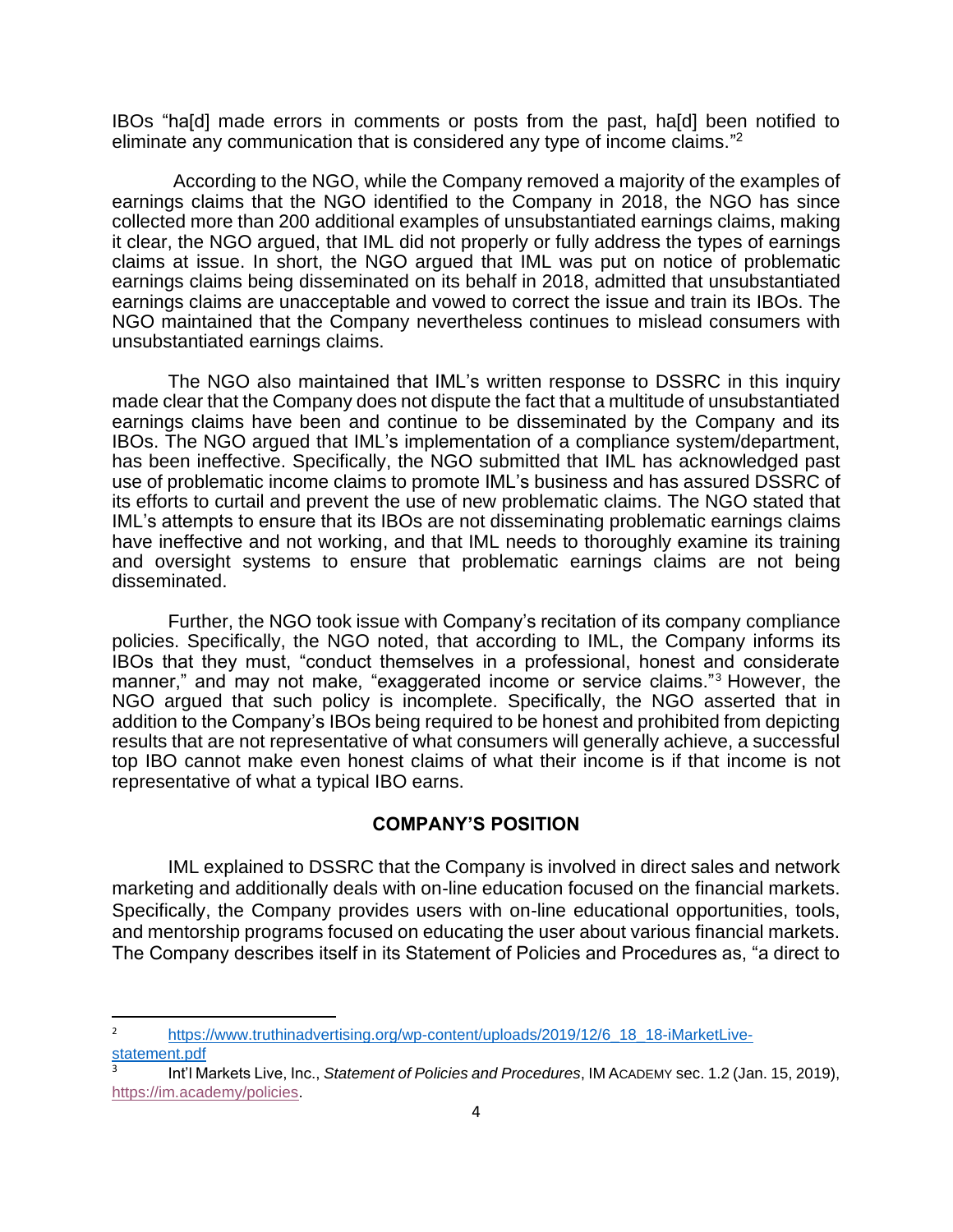IBOs "ha[d] made errors in comments or posts from the past, ha[d] been notified to eliminate any communication that is considered any type of income claims."[2]

According to the NGO, while the Company removed a majority of the examples of earnings claims that the NGO identified to the Company in 2018, the NGO has since collected more than 200 additional examples of unsubstantiated earnings claims, making it clear, the NGO argued, that IML did not properly or fully address the types of earnings claims at issue. In short, the NGO argued that IML was put on notice of problematic earnings claims being disseminated on its behalf in 2018, admitted that unsubstantiated earnings claims are unacceptable and vowed to correct the issue and train its IBOs. The NGO maintained that the Company nevertheless continues to mislead consumers with unsubstantiated earnings claims.

The NGO also maintained that IML's written response to DSSRC in this inquiry made clear that the Company does not dispute the fact that a multitude of unsubstantiated earnings claims have been and continue to be disseminated by the Company and its IBOs. The NGO argued that IML's implementation of a compliance system/department, has been ineffective. Specifically, the NGO submitted that IML has acknowledged past use of problematic income claims to promote IML's business and has assured DSSRC of its efforts to curtail and prevent the use of new problematic claims. The NGO stated that IML's attempts to ensure that its IBOs are not disseminating problematic earnings claims have ineffective and not working, and that IML needs to thoroughly examine its training and oversight systems to ensure that problematic earnings claims are not being disseminated.

Further, the NGO took issue with Company's recitation of its company compliance policies. Specifically, the NGO noted, that according to IML, the Company informs its IBOs that they must, "conduct themselves in a professional, honest and considerate manner," and may not make, "exaggerated income or service claims."[3] However, the NGO argued that such policy is incomplete. Specifically, the NGO asserted that in addition to the Company's IBOs being required to be honest and prohibited from depicting results that are not representative of what consumers will generally achieve, a successful top IBO cannot make even honest claims of what their income is if that income is not representative of what a typical IBO earns.

## COMPANY'S POSITION

IML explained to DSSRC that the Company is involved in direct sales and network marketing and additionally deals with on-line education focused on the financial markets. Specifically, the Company provides users with on-line educational opportunities, tools, and mentorship programs focused on educating the user about various financial markets. The Company describes itself in its Statement of Policies and Procedures as, "a direct to

---

[2] https://www.truthinadvertising.org/wp-content/uploads/2019/12/6_18_18-iMarketLive-statement.pdf

[3] Int'l Markets Live, Inc., *Statement of Policies and Procedures*, IM ACADEMY sec. 1.2 (Jan. 15, 2019), https://im.academy/policies.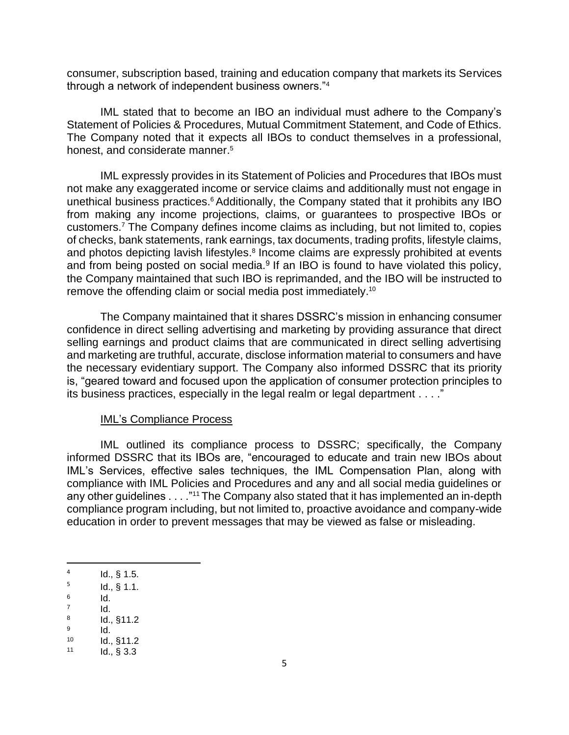consumer, subscription based, training and education company that markets its Services through a network of independent business owners."[4]

IML stated that to become an IBO an individual must adhere to the Company's Statement of Policies & Procedures, Mutual Commitment Statement, and Code of Ethics. The Company noted that it expects all IBOs to conduct themselves in a professional, honest, and considerate manner.[5]

IML expressly provides in its Statement of Policies and Procedures that IBOs must not make any exaggerated income or service claims and additionally must not engage in unethical business practices.[6] Additionally, the Company stated that it prohibits any IBO from making any income projections, claims, or guarantees to prospective IBOs or customers.[7] The Company defines income claims as including, but not limited to, copies of checks, bank statements, rank earnings, tax documents, trading profits, lifestyle claims, and photos depicting lavish lifestyles.[8] Income claims are expressly prohibited at events and from being posted on social media.[9] If an IBO is found to have violated this policy, the Company maintained that such IBO is reprimanded, and the IBO will be instructed to remove the offending claim or social media post immediately.[10]

The Company maintained that it shares DSSRC's mission in enhancing consumer confidence in direct selling advertising and marketing by providing assurance that direct selling earnings and product claims that are communicated in direct selling advertising and marketing are truthful, accurate, disclose information material to consumers and have the necessary evidentiary support. The Company also informed DSSRC that its priority is, "geared toward and focused upon the application of consumer protection principles to its business practices, especially in the legal realm or legal department . . . ."

<u>IML's Compliance Process</u>

IML outlined its compliance process to DSSRC; specifically, the Company informed DSSRC that its IBOs are, "encouraged to educate and train new IBOs about IML's Services, effective sales techniques, the IML Compensation Plan, along with compliance with IML Policies and Procedures and any and all social media guidelines or any other guidelines . . . ."[11] The Company also stated that it has implemented an in-depth compliance program including, but not limited to, proactive avoidance and company-wide education in order to prevent messages that may be viewed as false or misleading.

---

[4] Id., § 1.5.

[5] Id., § 1.1.

[6] Id.

[7] Id.

[8] Id., §11.2

[9] Id.

[10] Id., §11.2

[11] Id., § 3.3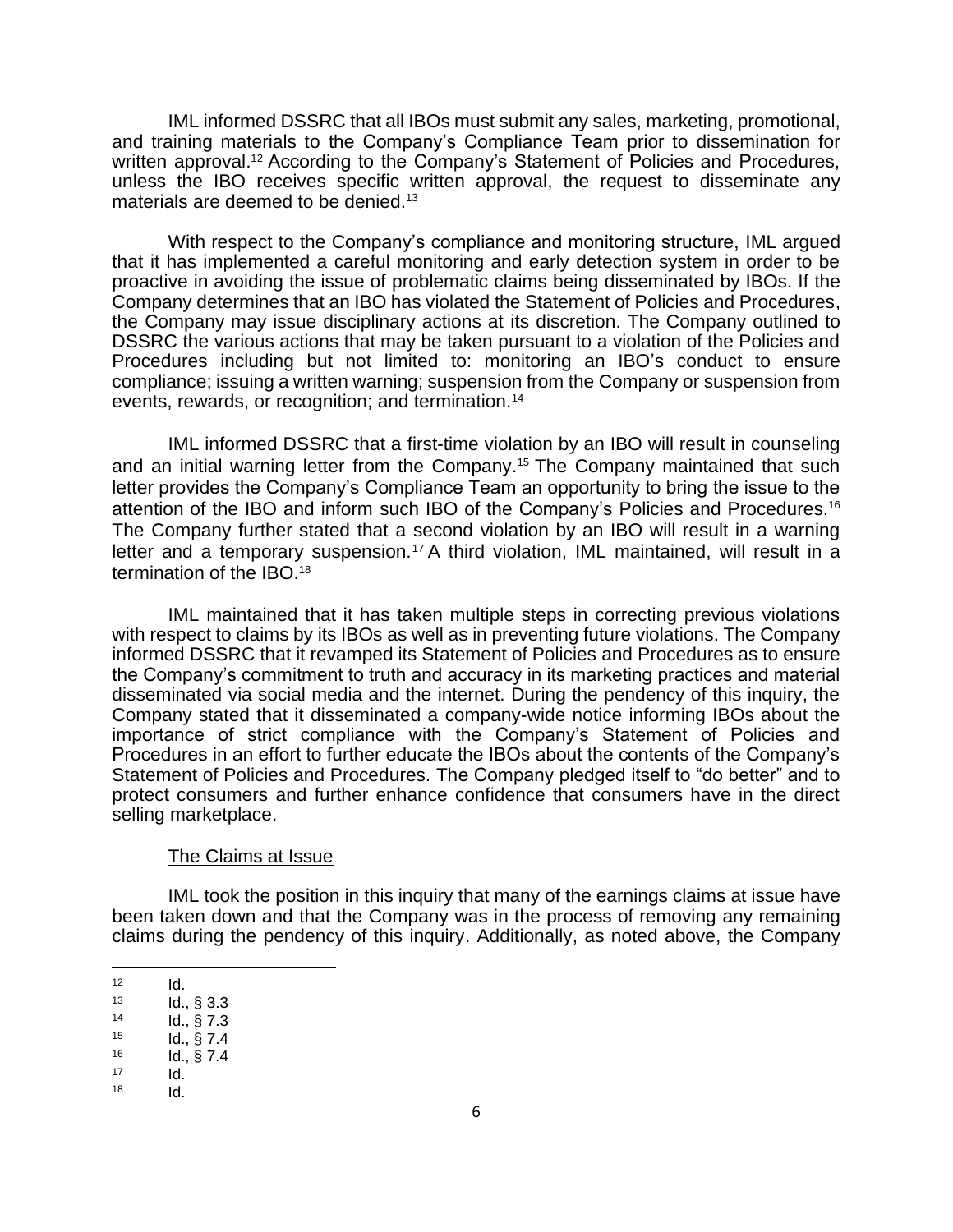IML informed DSSRC that all IBOs must submit any sales, marketing, promotional, and training materials to the Company's Compliance Team prior to dissemination for written approval.[12] According to the Company's Statement of Policies and Procedures, unless the IBO receives specific written approval, the request to disseminate any materials are deemed to be denied.[13]

With respect to the Company's compliance and monitoring structure, IML argued that it has implemented a careful monitoring and early detection system in order to be proactive in avoiding the issue of problematic claims being disseminated by IBOs. If the Company determines that an IBO has violated the Statement of Policies and Procedures, the Company may issue disciplinary actions at its discretion. The Company outlined to DSSRC the various actions that may be taken pursuant to a violation of the Policies and Procedures including but not limited to: monitoring an IBO's conduct to ensure compliance; issuing a written warning; suspension from the Company or suspension from events, rewards, or recognition; and termination.[14]

IML informed DSSRC that a first-time violation by an IBO will result in counseling and an initial warning letter from the Company.[15] The Company maintained that such letter provides the Company's Compliance Team an opportunity to bring the issue to the attention of the IBO and inform such IBO of the Company's Policies and Procedures.[16] The Company further stated that a second violation by an IBO will result in a warning letter and a temporary suspension.[17] A third violation, IML maintained, will result in a termination of the IBO.[18]

IML maintained that it has taken multiple steps in correcting previous violations with respect to claims by its IBOs as well as in preventing future violations. The Company informed DSSRC that it revamped its Statement of Policies and Procedures as to ensure the Company's commitment to truth and accuracy in its marketing practices and material disseminated via social media and the internet. During the pendency of this inquiry, the Company stated that it disseminated a company-wide notice informing IBOs about the importance of strict compliance with the Company's Statement of Policies and Procedures in an effort to further educate the IBOs about the contents of the Company's Statement of Policies and Procedures. The Company pledged itself to "do better" and to protect consumers and further enhance confidence that consumers have in the direct selling marketplace.

<u>The Claims at Issue</u>

IML took the position in this inquiry that many of the earnings claims at issue have been taken down and that the Company was in the process of removing any remaining claims during the pendency of this inquiry. Additionally, as noted above, the Company

---

[12] Id.

[13] Id., § 3.3

[14] Id., § 7.3

[15] Id., § 7.4

[16] Id., § 7.4

[17] Id.

[18] Id.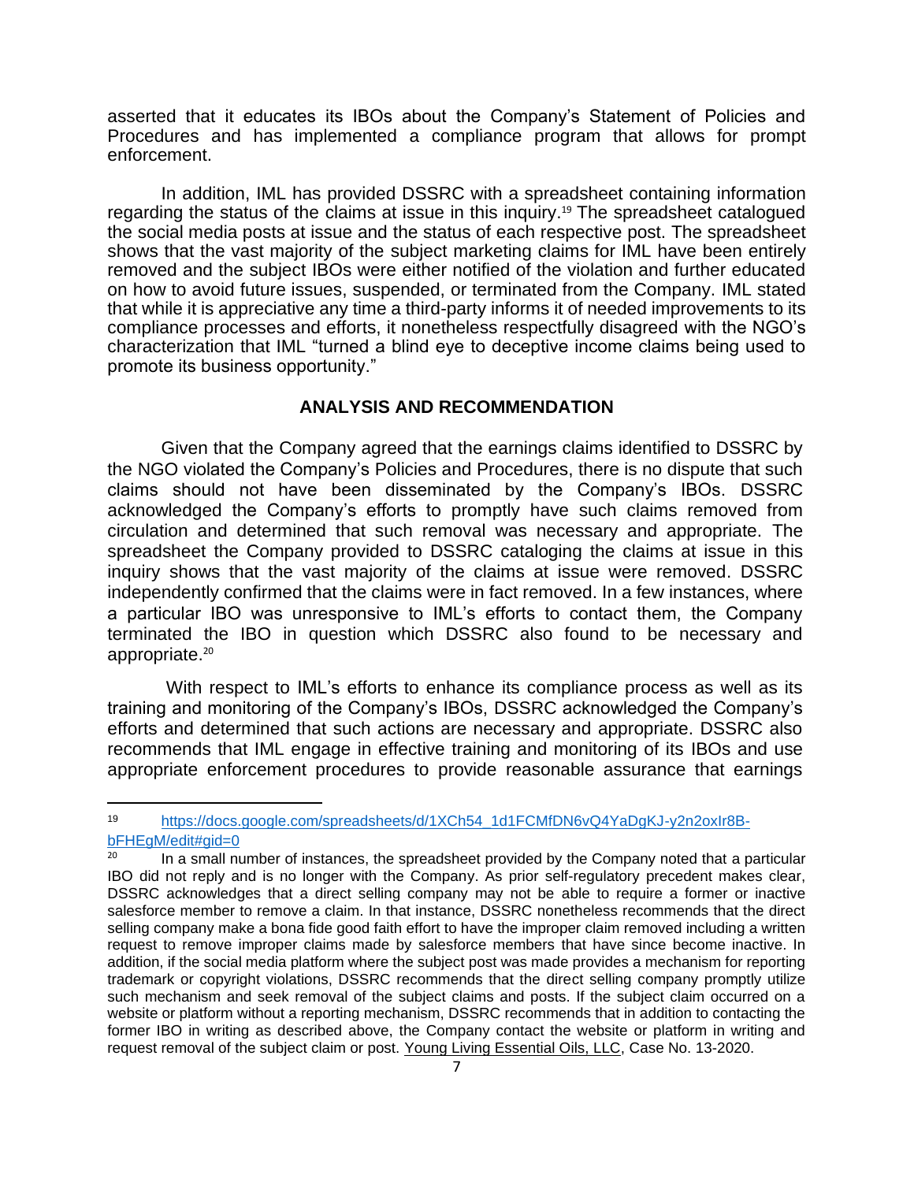asserted that it educates its IBOs about the Company's Statement of Policies and Procedures and has implemented a compliance program that allows for prompt enforcement.

In addition, IML has provided DSSRC with a spreadsheet containing information regarding the status of the claims at issue in this inquiry.[19] The spreadsheet catalogued the social media posts at issue and the status of each respective post. The spreadsheet shows that the vast majority of the subject marketing claims for IML have been entirely removed and the subject IBOs were either notified of the violation and further educated on how to avoid future issues, suspended, or terminated from the Company. IML stated that while it is appreciative any time a third-party informs it of needed improvements to its compliance processes and efforts, it nonetheless respectfully disagreed with the NGO's characterization that IML "turned a blind eye to deceptive income claims being used to promote its business opportunity."

## ANALYSIS AND RECOMMENDATION

Given that the Company agreed that the earnings claims identified to DSSRC by the NGO violated the Company's Policies and Procedures, there is no dispute that such claims should not have been disseminated by the Company's IBOs. DSSRC acknowledged the Company's efforts to promptly have such claims removed from circulation and determined that such removal was necessary and appropriate. The spreadsheet the Company provided to DSSRC cataloging the claims at issue in this inquiry shows that the vast majority of the claims at issue were removed. DSSRC independently confirmed that the claims were in fact removed. In a few instances, where a particular IBO was unresponsive to IML's efforts to contact them, the Company terminated the IBO in question which DSSRC also found to be necessary and appropriate.[20]

With respect to IML's efforts to enhance its compliance process as well as its training and monitoring of the Company's IBOs, DSSRC acknowledged the Company's efforts and determined that such actions are necessary and appropriate. DSSRC also recommends that IML engage in effective training and monitoring of its IBOs and use appropriate enforcement procedures to provide reasonable assurance that earnings

---

[19] https://docs.google.com/spreadsheets/d/1XCh54_1d1FCMfDN6vQ4YaDgKJ-y2n2oxIr8B-bFHEgM/edit#gid=0

[20] In a small number of instances, the spreadsheet provided by the Company noted that a particular IBO did not reply and is no longer with the Company. As prior self-regulatory precedent makes clear, DSSRC acknowledges that a direct selling company may not be able to require a former or inactive salesforce member to remove a claim. In that instance, DSSRC nonetheless recommends that the direct selling company make a bona fide good faith effort to have the improper claim removed including a written request to remove improper claims made by salesforce members that have since become inactive. In addition, if the social media platform where the subject post was made provides a mechanism for reporting trademark or copyright violations, DSSRC recommends that the direct selling company promptly utilize such mechanism and seek removal of the subject claims and posts. If the subject claim occurred on a website or platform without a reporting mechanism, DSSRC recommends that in addition to contacting the former IBO in writing as described above, the Company contact the website or platform in writing and request removal of the subject claim or post. Young Living Essential Oils, LLC, Case No. 13-2020.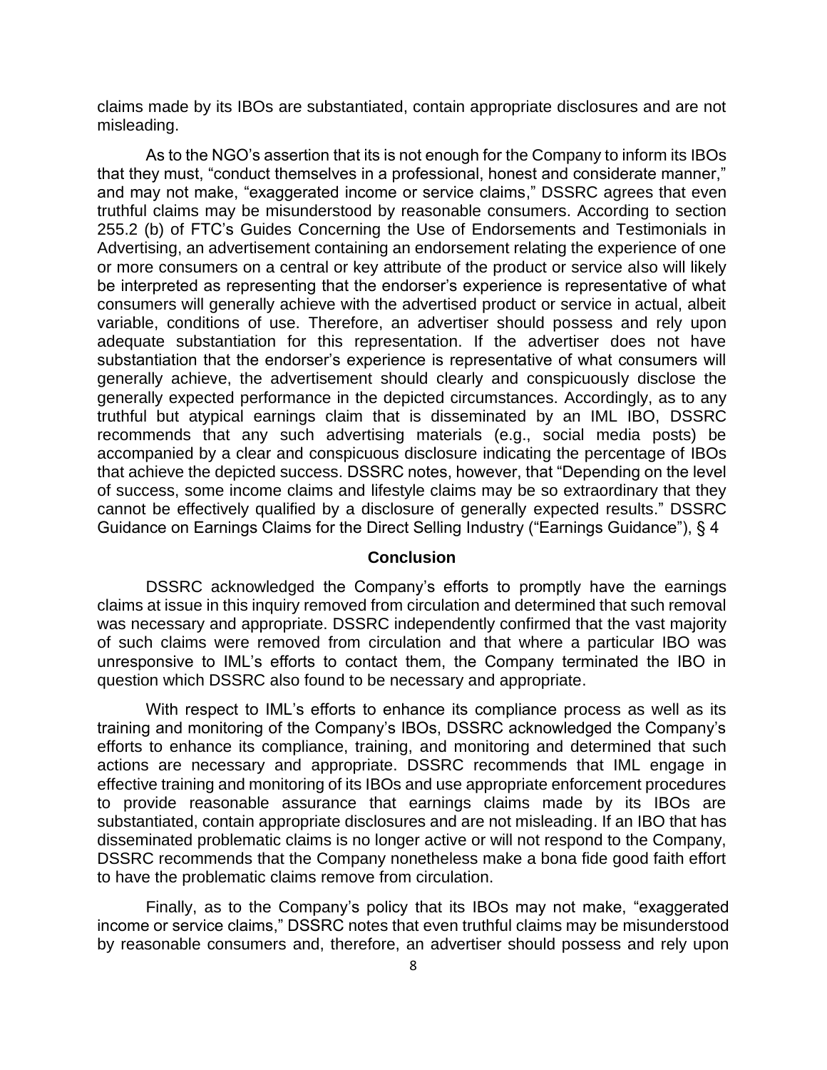claims made by its IBOs are substantiated, contain appropriate disclosures and are not misleading.

As to the NGO's assertion that its is not enough for the Company to inform its IBOs that they must, "conduct themselves in a professional, honest and considerate manner," and may not make, "exaggerated income or service claims," DSSRC agrees that even truthful claims may be misunderstood by reasonable consumers. According to section 255.2 (b) of FTC's Guides Concerning the Use of Endorsements and Testimonials in Advertising, an advertisement containing an endorsement relating the experience of one or more consumers on a central or key attribute of the product or service also will likely be interpreted as representing that the endorser's experience is representative of what consumers will generally achieve with the advertised product or service in actual, albeit variable, conditions of use. Therefore, an advertiser should possess and rely upon adequate substantiation for this representation. If the advertiser does not have substantiation that the endorser's experience is representative of what consumers will generally achieve, the advertisement should clearly and conspicuously disclose the generally expected performance in the depicted circumstances. Accordingly, as to any truthful but atypical earnings claim that is disseminated by an IML IBO, DSSRC recommends that any such advertising materials (e.g., social media posts) be accompanied by a clear and conspicuous disclosure indicating the percentage of IBOs that achieve the depicted success. DSSRC notes, however, that "Depending on the level of success, some income claims and lifestyle claims may be so extraordinary that they cannot be effectively qualified by a disclosure of generally expected results." DSSRC Guidance on Earnings Claims for the Direct Selling Industry ("Earnings Guidance"), § 4

## Conclusion

DSSRC acknowledged the Company's efforts to promptly have the earnings claims at issue in this inquiry removed from circulation and determined that such removal was necessary and appropriate. DSSRC independently confirmed that the vast majority of such claims were removed from circulation and that where a particular IBO was unresponsive to IML's efforts to contact them, the Company terminated the IBO in question which DSSRC also found to be necessary and appropriate.

With respect to IML's efforts to enhance its compliance process as well as its training and monitoring of the Company's IBOs, DSSRC acknowledged the Company's efforts to enhance its compliance, training, and monitoring and determined that such actions are necessary and appropriate. DSSRC recommends that IML engage in effective training and monitoring of its IBOs and use appropriate enforcement procedures to provide reasonable assurance that earnings claims made by its IBOs are substantiated, contain appropriate disclosures and are not misleading. If an IBO that has disseminated problematic claims is no longer active or will not respond to the Company, DSSRC recommends that the Company nonetheless make a bona fide good faith effort to have the problematic claims remove from circulation.

Finally, as to the Company's policy that its IBOs may not make, "exaggerated income or service claims," DSSRC notes that even truthful claims may be misunderstood by reasonable consumers and, therefore, an advertiser should possess and rely upon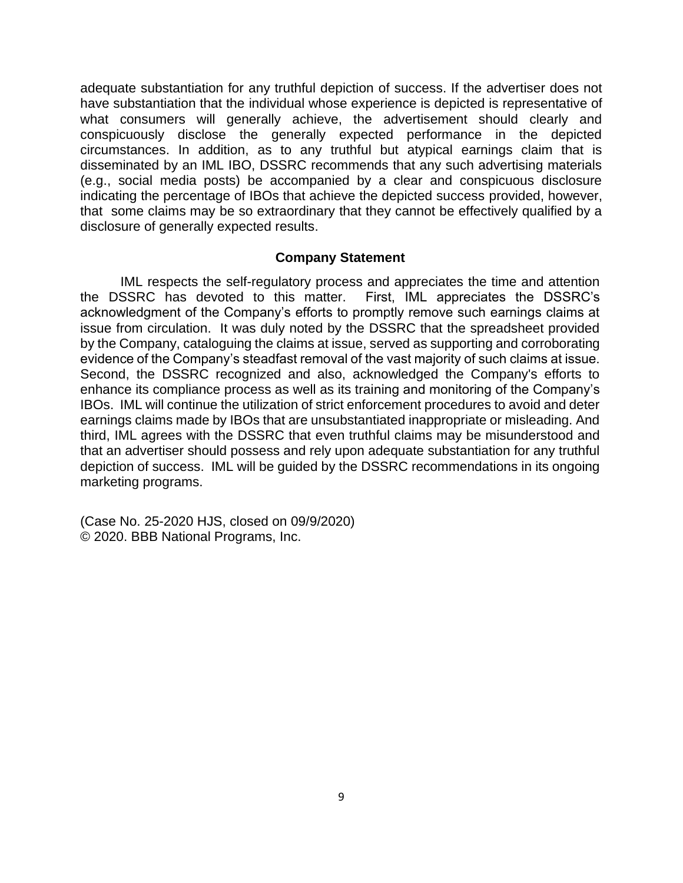adequate substantiation for any truthful depiction of success. If the advertiser does not have substantiation that the individual whose experience is depicted is representative of what consumers will generally achieve, the advertisement should clearly and conspicuously disclose the generally expected performance in the depicted circumstances. In addition, as to any truthful but atypical earnings claim that is disseminated by an IML IBO, DSSRC recommends that any such advertising materials (e.g., social media posts) be accompanied by a clear and conspicuous disclosure indicating the percentage of IBOs that achieve the depicted success provided, however, that some claims may be so extraordinary that they cannot be effectively qualified by a disclosure of generally expected results.

## Company Statement

IML respects the self-regulatory process and appreciates the time and attention the DSSRC has devoted to this matter. First, IML appreciates the DSSRC's acknowledgment of the Company's efforts to promptly remove such earnings claims at issue from circulation. It was duly noted by the DSSRC that the spreadsheet provided by the Company, cataloguing the claims at issue, served as supporting and corroborating evidence of the Company's steadfast removal of the vast majority of such claims at issue. Second, the DSSRC recognized and also, acknowledged the Company's efforts to enhance its compliance process as well as its training and monitoring of the Company's IBOs. IML will continue the utilization of strict enforcement procedures to avoid and deter earnings claims made by IBOs that are unsubstantiated inappropriate or misleading. And third, IML agrees with the DSSRC that even truthful claims may be misunderstood and that an advertiser should possess and rely upon adequate substantiation for any truthful depiction of success. IML will be guided by the DSSRC recommendations in its ongoing marketing programs.

(Case No. 25-2020 HJS, closed on 09/9/2020)
© 2020. BBB National Programs, Inc.